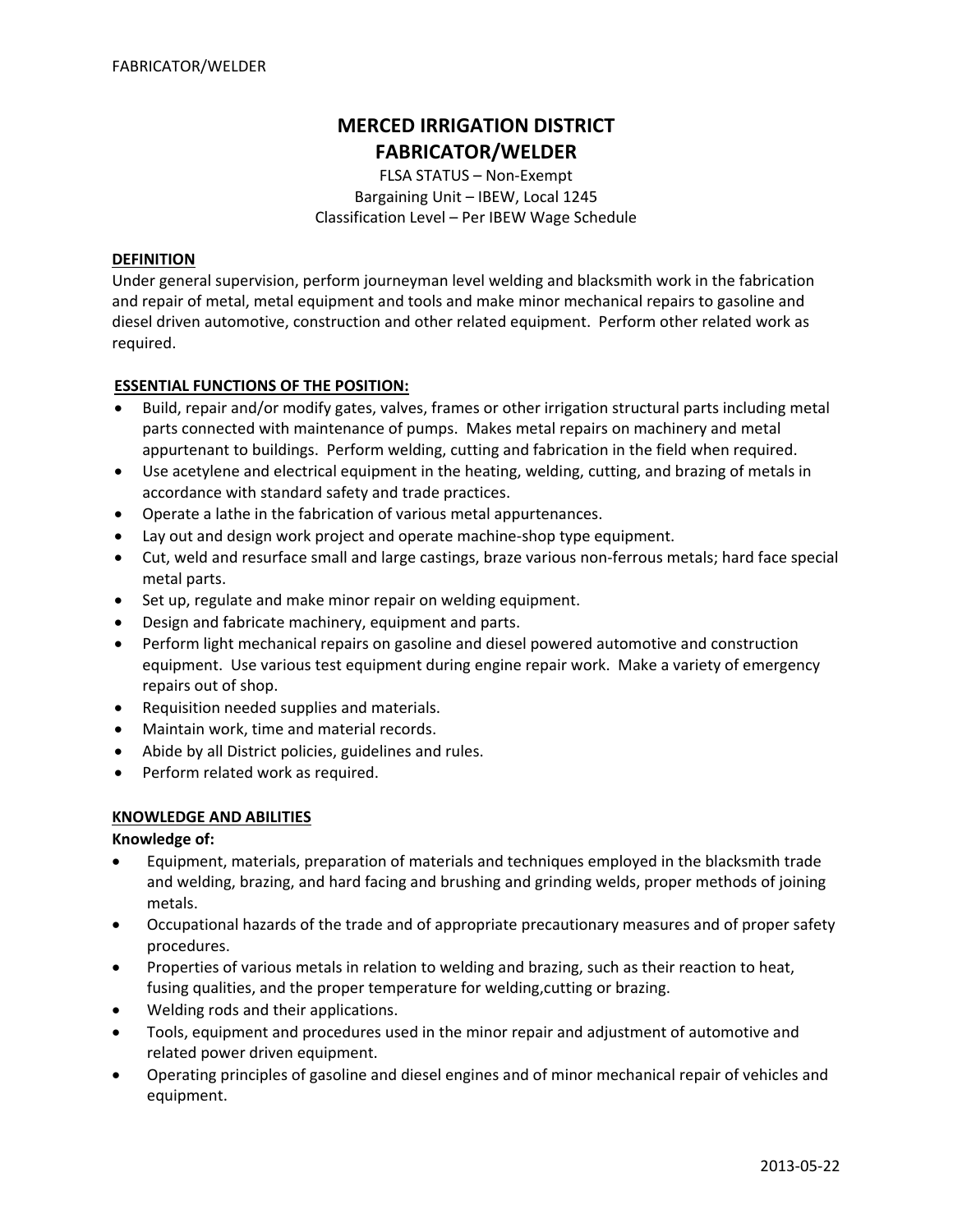# MERCED IRRIGATION DISTRICT
# FABRICATOR/WELDER

FLSA STATUS – Non-Exempt
Bargaining Unit – IBEW, Local 1245
Classification Level – Per IBEW Wage Schedule

## DEFINITION

Under general supervision, perform journeyman level welding and blacksmith work in the fabrication and repair of metal, metal equipment and tools and make minor mechanical repairs to gasoline and diesel driven automotive, construction and other related equipment. Perform other related work as required.

## ESSENTIAL FUNCTIONS OF THE POSITION:

- Build, repair and/or modify gates, valves, frames or other irrigation structural parts including metal parts connected with maintenance of pumps. Makes metal repairs on machinery and metal appurtenant to buildings. Perform welding, cutting and fabrication in the field when required.
- Use acetylene and electrical equipment in the heating, welding, cutting, and brazing of metals in accordance with standard safety and trade practices.
- Operate a lathe in the fabrication of various metal appurtenances.
- Lay out and design work project and operate machine-shop type equipment.
- Cut, weld and resurface small and large castings, braze various non-ferrous metals; hard face special metal parts.
- Set up, regulate and make minor repair on welding equipment.
- Design and fabricate machinery, equipment and parts.
- Perform light mechanical repairs on gasoline and diesel powered automotive and construction equipment. Use various test equipment during engine repair work. Make a variety of emergency repairs out of shop.
- Requisition needed supplies and materials.
- Maintain work, time and material records.
- Abide by all District policies, guidelines and rules.
- Perform related work as required.

## KNOWLEDGE AND ABILITIES

**Knowledge of:**

- Equipment, materials, preparation of materials and techniques employed in the blacksmith trade and welding, brazing, and hard facing and brushing and grinding welds, proper methods of joining metals.
- Occupational hazards of the trade and of appropriate precautionary measures and of proper safety procedures.
- Properties of various metals in relation to welding and brazing, such as their reaction to heat, fusing qualities, and the proper temperature for welding,cutting or brazing.
- Welding rods and their applications.
- Tools, equipment and procedures used in the minor repair and adjustment of automotive and related power driven equipment.
- Operating principles of gasoline and diesel engines and of minor mechanical repair of vehicles and equipment.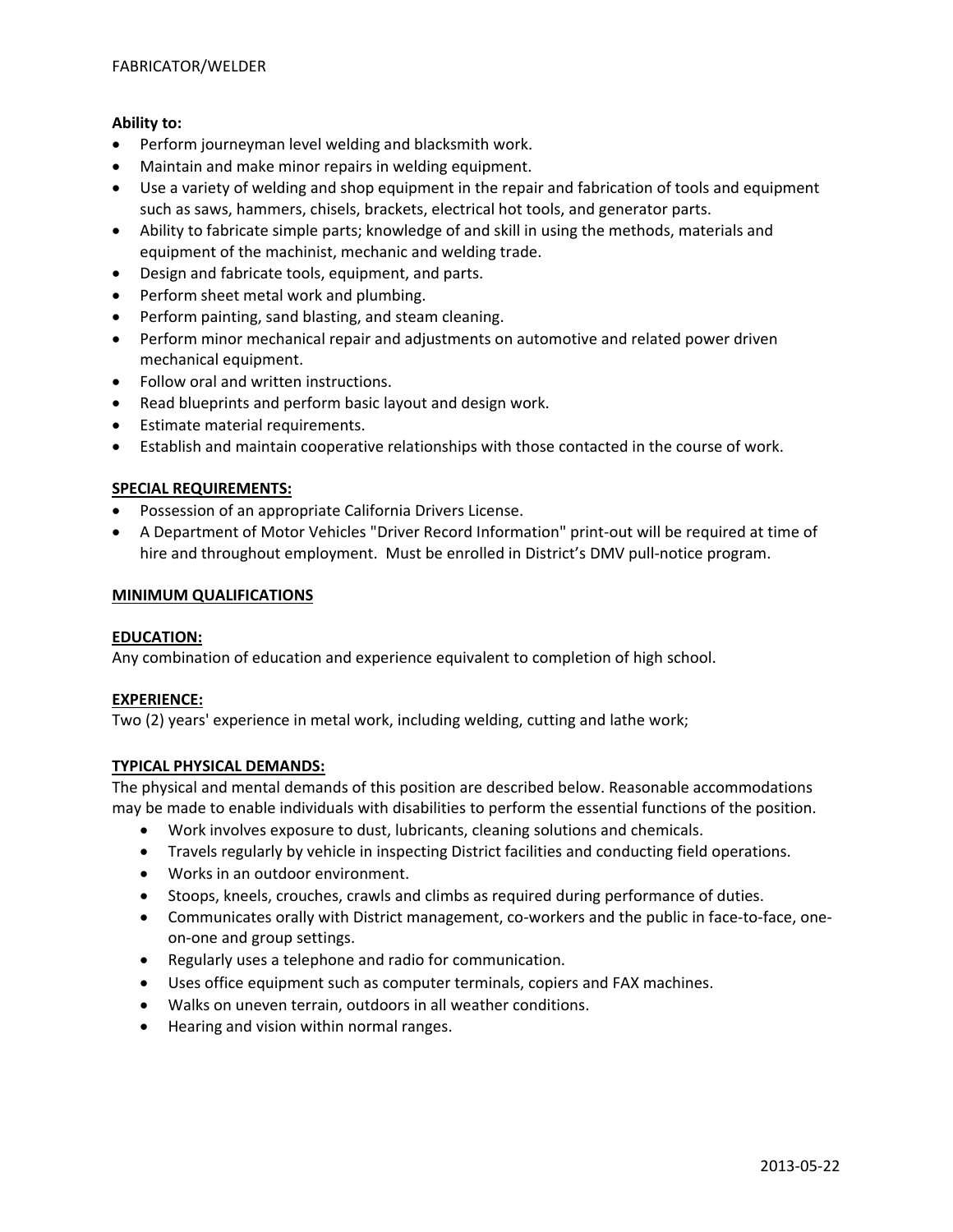**Ability to:**

- Perform journeyman level welding and blacksmith work.
- Maintain and make minor repairs in welding equipment.
- Use a variety of welding and shop equipment in the repair and fabrication of tools and equipment such as saws, hammers, chisels, brackets, electrical hot tools, and generator parts.
- Ability to fabricate simple parts; knowledge of and skill in using the methods, materials and equipment of the machinist, mechanic and welding trade.
- Design and fabricate tools, equipment, and parts.
- Perform sheet metal work and plumbing.
- Perform painting, sand blasting, and steam cleaning.
- Perform minor mechanical repair and adjustments on automotive and related power driven mechanical equipment.
- Follow oral and written instructions.
- Read blueprints and perform basic layout and design work.
- Estimate material requirements.
- Establish and maintain cooperative relationships with those contacted in the course of work.

**SPECIAL REQUIREMENTS:**

- Possession of an appropriate California Drivers License.
- A Department of Motor Vehicles "Driver Record Information" print-out will be required at time of hire and throughout employment. Must be enrolled in District's DMV pull-notice program.

**MINIMUM QUALIFICATIONS**

**EDUCATION:**

Any combination of education and experience equivalent to completion of high school.

**EXPERIENCE:**

Two (2) years' experience in metal work, including welding, cutting and lathe work;

**TYPICAL PHYSICAL DEMANDS:**

The physical and mental demands of this position are described below. Reasonable accommodations may be made to enable individuals with disabilities to perform the essential functions of the position.

- Work involves exposure to dust, lubricants, cleaning solutions and chemicals.
- Travels regularly by vehicle in inspecting District facilities and conducting field operations.
- Works in an outdoor environment.
- Stoops, kneels, crouches, crawls and climbs as required during performance of duties.
- Communicates orally with District management, co-workers and the public in face-to-face, one-on-one and group settings.
- Regularly uses a telephone and radio for communication.
- Uses office equipment such as computer terminals, copiers and FAX machines.
- Walks on uneven terrain, outdoors in all weather conditions.
- Hearing and vision within normal ranges.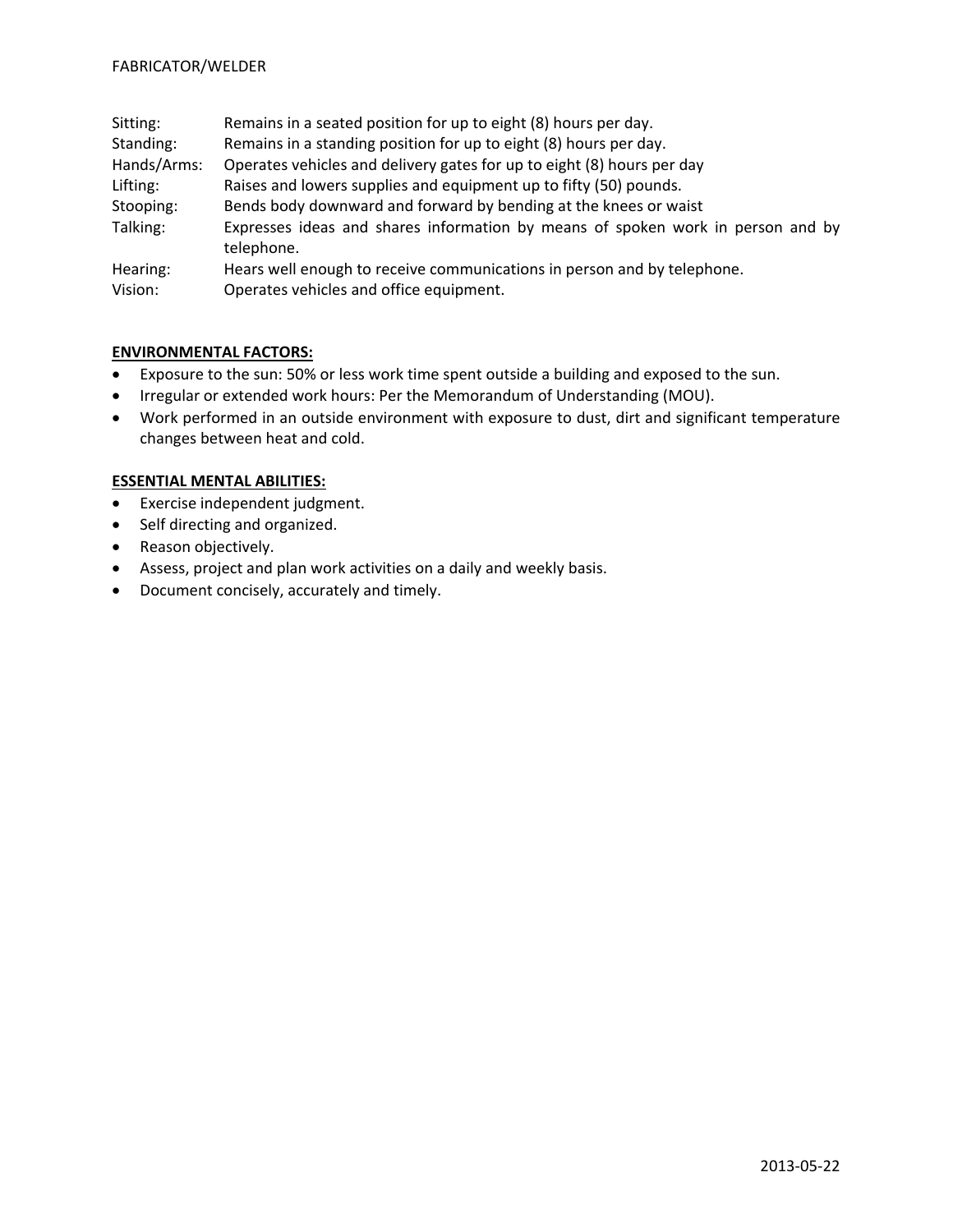| | |
|---|---|
| Sitting: | Remains in a seated position for up to eight (8) hours per day. |
| Standing: | Remains in a standing position for up to eight (8) hours per day. |
| Hands/Arms: | Operates vehicles and delivery gates for up to eight (8) hours per day |
| Lifting: | Raises and lowers supplies and equipment up to fifty (50) pounds. |
| Stooping: | Bends body downward and forward by bending at the knees or waist |
| Talking: | Expresses ideas and shares information by means of spoken work in person and by telephone. |
| Hearing: | Hears well enough to receive communications in person and by telephone. |
| Vision: | Operates vehicles and office equipment. |

**ENVIRONMENTAL FACTORS:**

- Exposure to the sun: 50% or less work time spent outside a building and exposed to the sun.
- Irregular or extended work hours: Per the Memorandum of Understanding (MOU).
- Work performed in an outside environment with exposure to dust, dirt and significant temperature changes between heat and cold.

**ESSENTIAL MENTAL ABILITIES:**

- Exercise independent judgment.
- Self directing and organized.
- Reason objectively.
- Assess, project and plan work activities on a daily and weekly basis.
- Document concisely, accurately and timely.